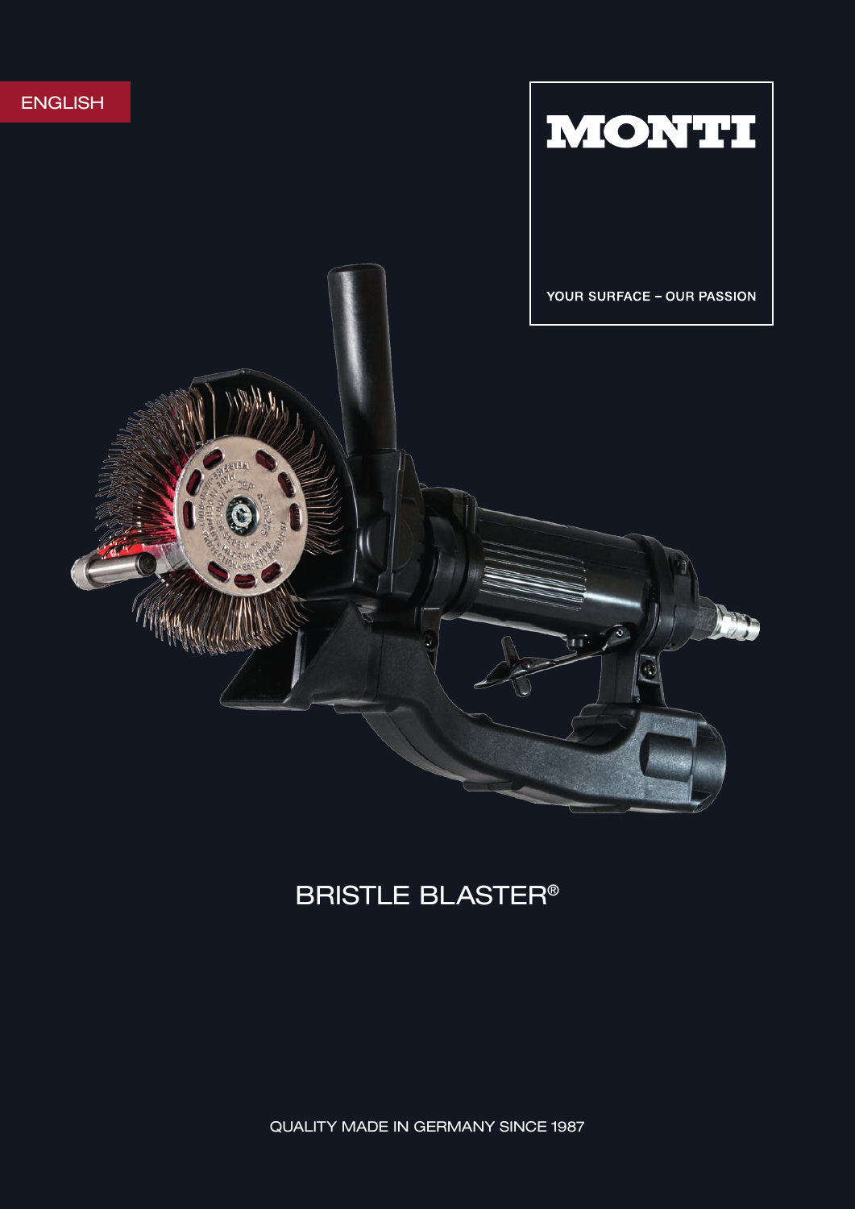ENGLISH

# MONTI

YOUR SURFACE – OUR PASSION

## BRISTLE BLASTER®

QUALITY MADE IN GERMANY SINCE 1987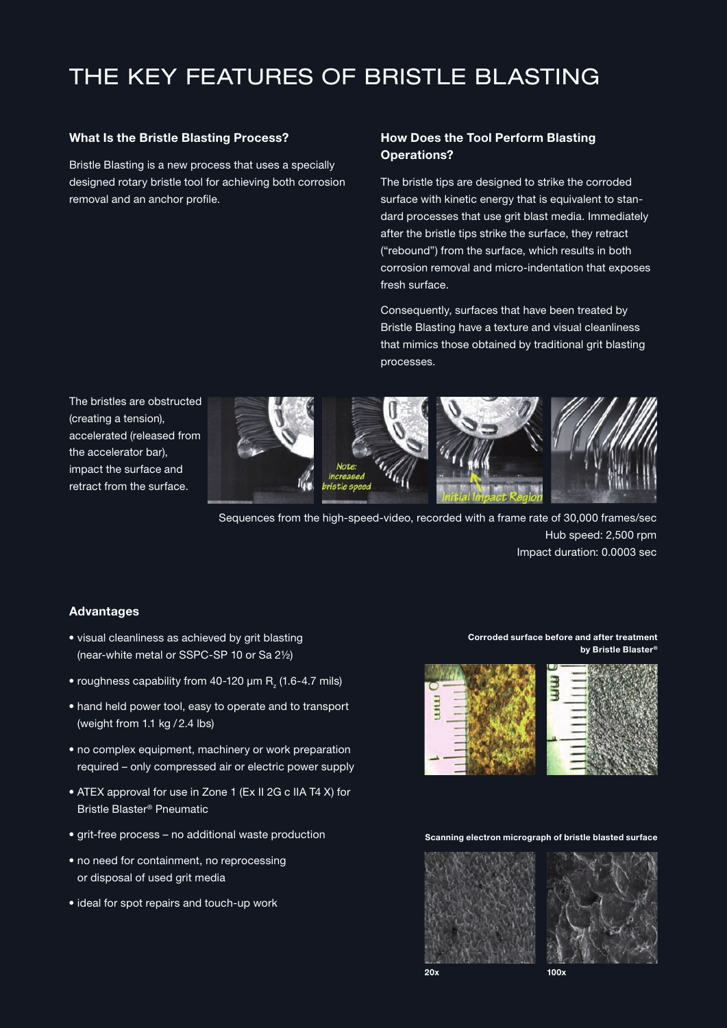# THE KEY FEATURES OF BRISTLE BLASTING

### What Is the Bristle Blasting Process?

Bristle Blasting is a new process that uses a specially designed rotary bristle tool for achieving both corrosion removal and an anchor profile.

### How Does the Tool Perform Blasting Operations?

The bristle tips are designed to strike the corroded surface with kinetic energy that is equivalent to standard processes that use grit blast media. Immediately after the bristle tips strike the surface, they retract ("rebound") from the surface, which results in both corrosion removal and micro-indentation that exposes fresh surface.

Consequently, surfaces that have been treated by Bristle Blasting have a texture and visual cleanliness that mimics those obtained by traditional grit blasting processes.

The bristles are obstructed (creating a tension), accelerated (released from the accelerator bar), impact the surface and retract from the surface.

Note: increased bristle speed

Initial Impact Region

Sequences from the high-speed-video, recorded with a frame rate of 30,000 frames/sec
Hub speed: 2,500 rpm
Impact duration: 0.0003 sec

### Advantages

- visual cleanliness as achieved by grit blasting (near-white metal or SSPC-SP 10 or Sa 2½)
- roughness capability from 40-120 µm $R_z$ (1.6-4.7 mils)
- hand held power tool, easy to operate and to transport (weight from 1.1 kg / 2.4 lbs)
- no complex equipment, machinery or work preparation required – only compressed air or electric power supply
- ATEX approval for use in Zone 1 (Ex II 2G c IIA T4 X) for Bristle Blaster® Pneumatic
- grit-free process – no additional waste production
- no need for containment, no reprocessing or disposal of used grit media
- ideal for spot repairs and touch-up work

**Corroded surface before and after treatment by Bristle Blaster®**

**Scanning electron micrograph of bristle blasted surface**

20x 100x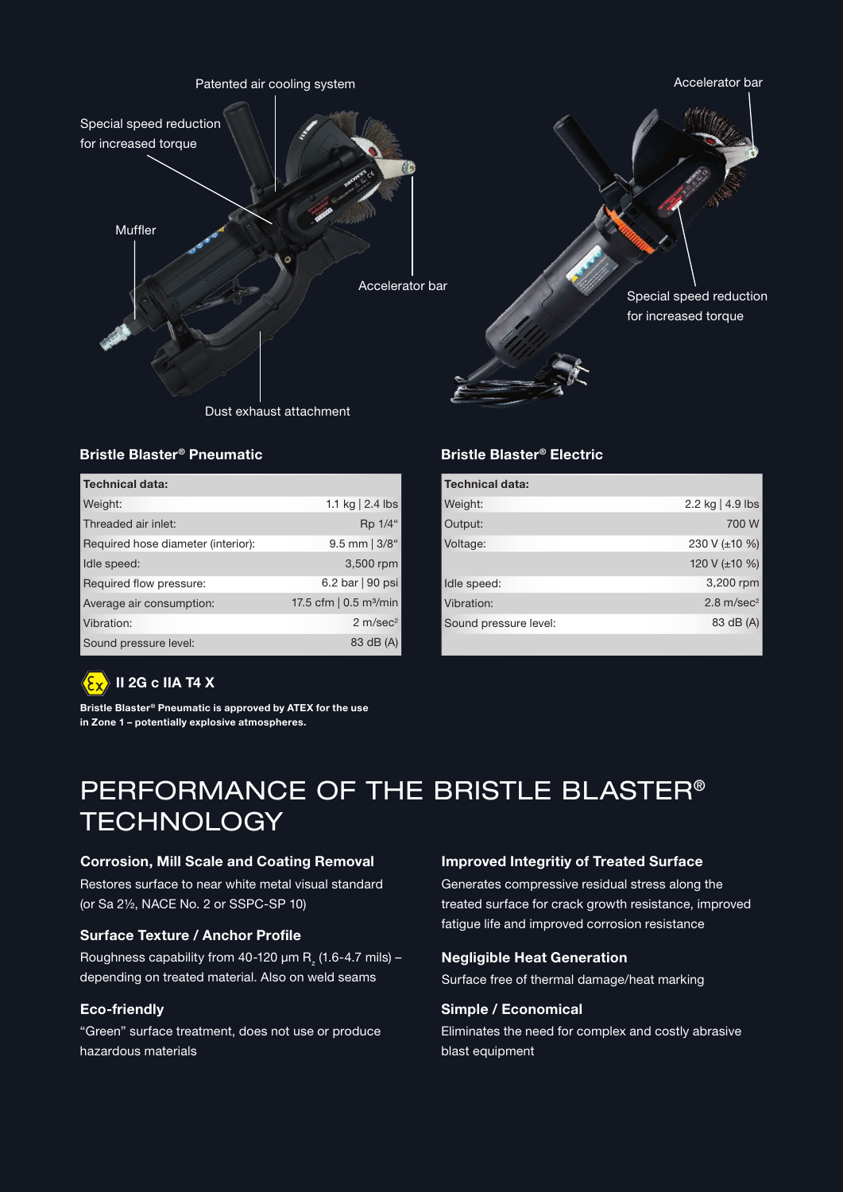Patented air cooling system

Special speed reduction for increased torque

Muffler

Accelerator bar

Dust exhaust attachment

Accelerator bar

Special speed reduction for increased torque

### Bristle Blaster® Pneumatic

| Technical data: | |
|---|---|
| Weight: | 1.1 kg \| 2.4 lbs |
| Threaded air inlet: | Rp 1/4“ |
| Required hose diameter (interior): | 9.5 mm \| 3/8“ |
| Idle speed: | 3,500 rpm |
| Required flow pressure: | 6.2 bar \| 90 psi |
| Average air consumption: | 17.5 cfm \| 0.5 m³/min |
| Vibration: | 2 m/sec² |
| Sound pressure level: | 83 dB (A) |

**II 2G c IIA T4 X**

**Bristle Blaster® Pneumatic is approved by ATEX for the use in Zone 1 – potentially explosive atmospheres.**

### Bristle Blaster® Electric

| Technical data: | |
|---|---|
| Weight: | 2.2 kg \| 4.9 lbs |
| Output: | 700 W |
| Voltage: | 230 V (±10 %) |
| | 120 V (±10 %) |
| Idle speed: | 3,200 rpm |
| Vibration: | 2.8 m/sec² |
| Sound pressure level: | 83 dB (A) |

# PERFORMANCE OF THE BRISTLE BLASTER® TECHNOLOGY

### Corrosion, Mill Scale and Coating Removal

Restores surface to near white metal visual standard (or Sa 2½, NACE No. 2 or SSPC-SP 10)

### Surface Texture / Anchor Profile

Roughness capability from 40-120 µm $R_z$ (1.6-4.7 mils) – depending on treated material. Also on weld seams

### Eco-friendly

“Green” surface treatment, does not use or produce hazardous materials

### Improved Integritiy of Treated Surface

Generates compressive residual stress along the treated surface for crack growth resistance, improved fatigue life and improved corrosion resistance

### Negligible Heat Generation

Surface free of thermal damage/heat marking

### Simple / Economical

Eliminates the need for complex and costly abrasive blast equipment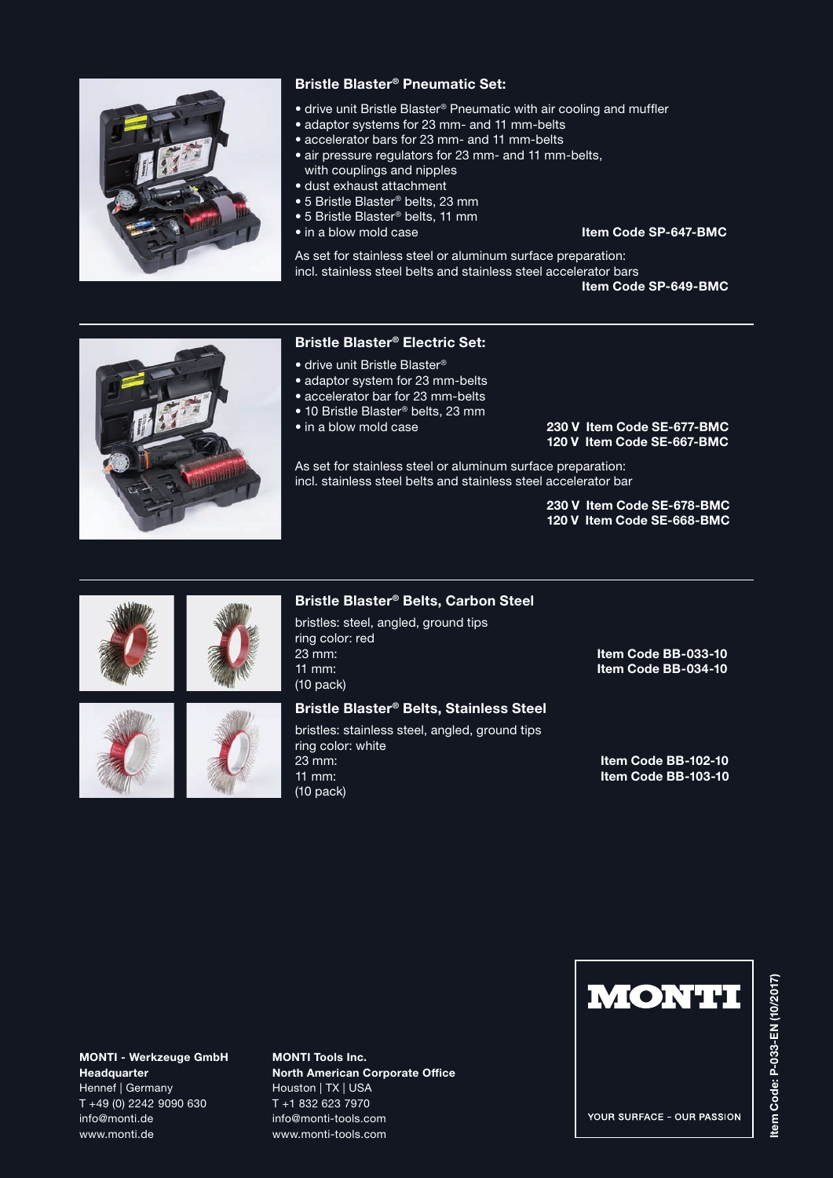### Bristle Blaster® Pneumatic Set:

- drive unit Bristle Blaster® Pneumatic with air cooling and muffler
- adaptor systems for 23 mm- and 11 mm-belts
- accelerator bars for 23 mm- and 11 mm-belts
- air pressure regulators for 23 mm- and 11 mm-belts, with couplings and nipples
- dust exhaust attachment
- 5 Bristle Blaster® belts, 23 mm
- 5 Bristle Blaster® belts, 11 mm
- in a blow mold case

**Item Code SP-647-BMC**

As set for stainless steel or aluminum surface preparation: incl. stainless steel belts and stainless steel accelerator bars

**Item Code SP-649-BMC**

### Bristle Blaster® Electric Set:

- drive unit Bristle Blaster®
- adaptor system for 23 mm-belts
- accelerator bar for 23 mm-belts
- 10 Bristle Blaster® belts, 23 mm
- in a blow mold case

**230 V Item Code SE-677-BMC**
**120 V Item Code SE-667-BMC**

As set for stainless steel or aluminum surface preparation: incl. stainless steel belts and stainless steel accelerator bar

**230 V Item Code SE-678-BMC**
**120 V Item Code SE-668-BMC**

### Bristle Blaster® Belts, Carbon Steel

bristles: steel, angled, ground tips
ring color: red
23 mm: **Item Code BB-033-10**
11 mm: **Item Code BB-034-10**
(10 pack)

### Bristle Blaster® Belts, Stainless Steel

bristles: stainless steel, angled, ground tips
ring color: white
23 mm: **Item Code BB-102-10**
11 mm: **Item Code BB-103-10**
(10 pack)

**MONTI - Werkzeuge GmbH**
**Headquarter**
Hennef | Germany
T +49 (0) 2242 9090 630
info@monti.de
www.monti.de

**MONTI Tools Inc.**
**North American Corporate Office**
Houston | TX | USA
T +1 832 623 7970
info@monti-tools.com
www.monti-tools.com

MONTI

YOUR SURFACE – OUR PASSION

**Item Code: P-033-EN (10/2017)**